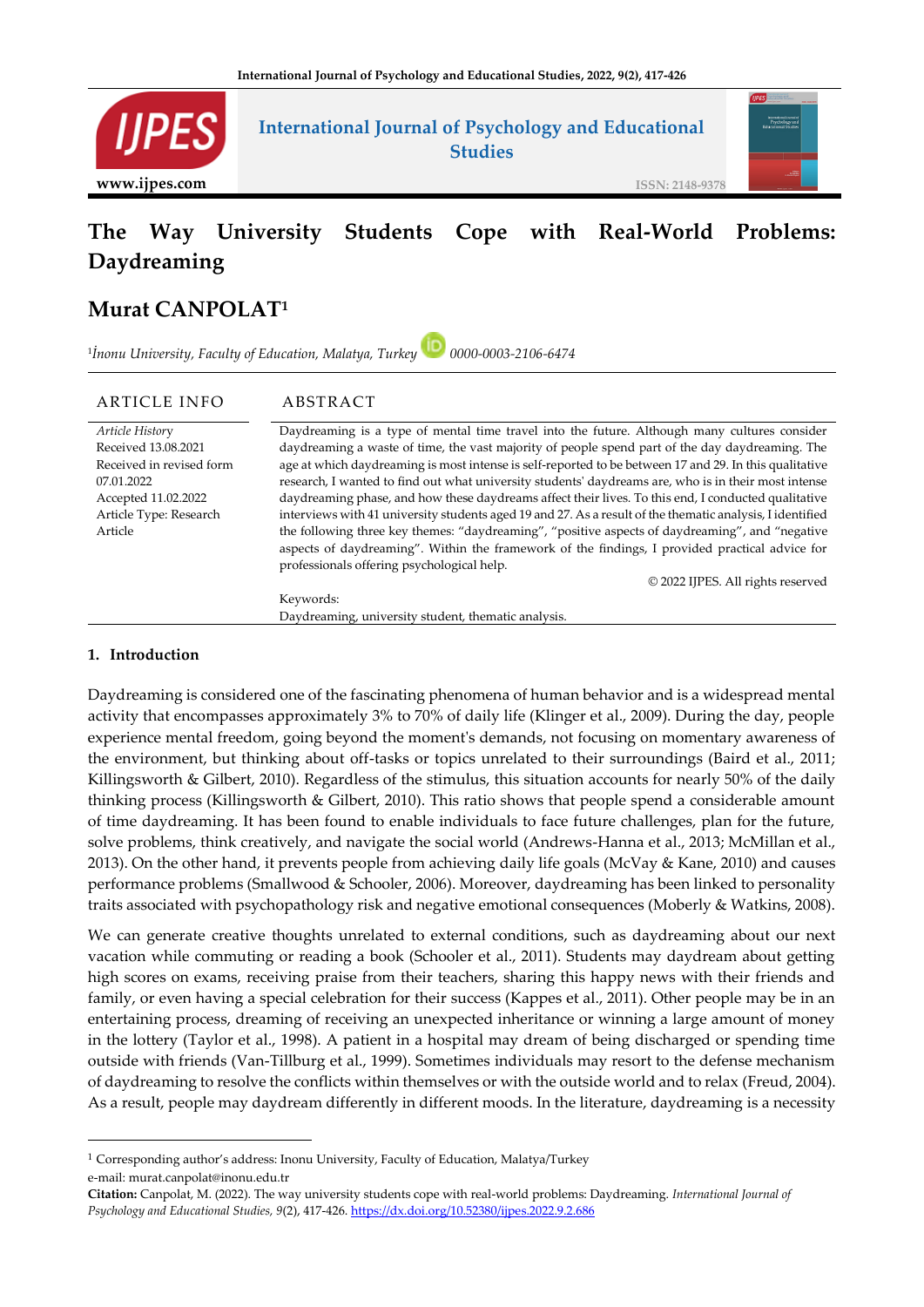# The Way University Students Cope with Real-World Problems: Daydreaming

## Murat CANPOLAT[1]

[1]*İnonu University, Faculty of Education, Malatya, Turkey* 0000-0003-2106-6474

| ARTICLE INFO | ABSTRACT |
|---|---|
| *Article History*<br>Received 13.08.2021<br>Received in revised form 07.01.2022<br>Accepted 11.02.2022<br>Article Type: Research Article | Daydreaming is a type of mental time travel into the future. Although many cultures consider daydreaming a waste of time, the vast majority of people spend part of the day daydreaming. The age at which daydreaming is most intense is self-reported to be between 17 and 29. In this qualitative research, I wanted to find out what university students' daydreams are, who is in their most intense daydreaming phase, and how these daydreams affect their lives. To this end, I conducted qualitative interviews with 41 university students aged 19 and 27. As a result of the thematic analysis, I identified the following three key themes: "daydreaming", "positive aspects of daydreaming", and "negative aspects of daydreaming". Within the framework of the findings, I provided practical advice for professionals offering psychological help.<br>© 2022 IJPES. All rights reserved<br>Keywords:<br>Daydreaming, university student, thematic analysis. |

### 1. Introduction

Daydreaming is considered one of the fascinating phenomena of human behavior and is a widespread mental activity that encompasses approximately 3% to 70% of daily life (Klinger et al., 2009). During the day, people experience mental freedom, going beyond the moment's demands, not focusing on momentary awareness of the environment, but thinking about off-tasks or topics unrelated to their surroundings (Baird et al., 2011; Killingsworth & Gilbert, 2010). Regardless of the stimulus, this situation accounts for nearly 50% of the daily thinking process (Killingsworth & Gilbert, 2010). This ratio shows that people spend a considerable amount of time daydreaming. It has been found to enable individuals to face future challenges, plan for the future, solve problems, think creatively, and navigate the social world (Andrews-Hanna et al., 2013; McMillan et al., 2013). On the other hand, it prevents people from achieving daily life goals (McVay & Kane, 2010) and causes performance problems (Smallwood & Schooler, 2006). Moreover, daydreaming has been linked to personality traits associated with psychopathology risk and negative emotional consequences (Moberly & Watkins, 2008).

We can generate creative thoughts unrelated to external conditions, such as daydreaming about our next vacation while commuting or reading a book (Schooler et al., 2011). Students may daydream about getting high scores on exams, receiving praise from their teachers, sharing this happy news with their friends and family, or even having a special celebration for their success (Kappes et al., 2011). Other people may be in an entertaining process, dreaming of receiving an unexpected inheritance or winning a large amount of money in the lottery (Taylor et al., 1998). A patient in a hospital may dream of being discharged or spending time outside with friends (Van-Tillburg et al., 1999). Sometimes individuals may resort to the defense mechanism of daydreaming to resolve the conflicts within themselves or with the outside world and to relax (Freud, 2004). As a result, people may daydream differently in different moods. In the literature, daydreaming is a necessity

---

[1] Corresponding author's address: Inonu University, Faculty of Education, Malatya/Turkey
e-mail: murat.canpolat@inonu.edu.tr

**Citation:** Canpolat, M. (2022). The way university students cope with real-world problems: Daydreaming. *International Journal of Psychology and Educational Studies, 9*(2), 417-426. https://dx.doi.org/10.52380/ijpes.2022.9.2.686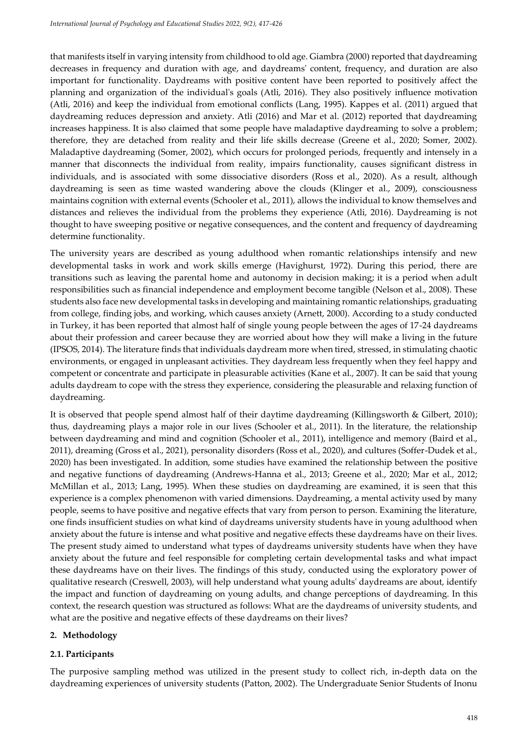that manifests itself in varying intensity from childhood to old age. Giambra (2000) reported that daydreaming decreases in frequency and duration with age, and daydreams' content, frequency, and duration are also important for functionality. Daydreams with positive content have been reported to positively affect the planning and organization of the individual's goals (Atli, 2016). They also positively influence motivation (Atli, 2016) and keep the individual from emotional conflicts (Lang, 1995). Kappes et al. (2011) argued that daydreaming reduces depression and anxiety. Atli (2016) and Mar et al. (2012) reported that daydreaming increases happiness. It is also claimed that some people have maladaptive daydreaming to solve a problem; therefore, they are detached from reality and their life skills decrease (Greene et al., 2020; Somer, 2002). Maladaptive daydreaming (Somer, 2002), which occurs for prolonged periods, frequently and intensely in a manner that disconnects the individual from reality, impairs functionality, causes significant distress in individuals, and is associated with some dissociative disorders (Ross et al., 2020). As a result, although daydreaming is seen as time wasted wandering above the clouds (Klinger et al., 2009), consciousness maintains cognition with external events (Schooler et al., 2011), allows the individual to know themselves and distances and relieves the individual from the problems they experience (Atli, 2016). Daydreaming is not thought to have sweeping positive or negative consequences, and the content and frequency of daydreaming determine functionality.

The university years are described as young adulthood when romantic relationships intensify and new developmental tasks in work and work skills emerge (Havighurst, 1972). During this period, there are transitions such as leaving the parental home and autonomy in decision making; it is a period when adult responsibilities such as financial independence and employment become tangible (Nelson et al., 2008). These students also face new developmental tasks in developing and maintaining romantic relationships, graduating from college, finding jobs, and working, which causes anxiety (Arnett, 2000). According to a study conducted in Turkey, it has been reported that almost half of single young people between the ages of 17-24 daydreams about their profession and career because they are worried about how they will make a living in the future (IPSOS, 2014). The literature finds that individuals daydream more when tired, stressed, in stimulating chaotic environments, or engaged in unpleasant activities. They daydream less frequently when they feel happy and competent or concentrate and participate in pleasurable activities (Kane et al., 2007). It can be said that young adults daydream to cope with the stress they experience, considering the pleasurable and relaxing function of daydreaming.

It is observed that people spend almost half of their daytime daydreaming (Killingsworth & Gilbert, 2010); thus, daydreaming plays a major role in our lives (Schooler et al., 2011). In the literature, the relationship between daydreaming and mind and cognition (Schooler et al., 2011), intelligence and memory (Baird et al., 2011), dreaming (Gross et al., 2021), personality disorders (Ross et al., 2020), and cultures (Soffer-Dudek et al., 2020) has been investigated. In addition, some studies have examined the relationship between the positive and negative functions of daydreaming (Andrews-Hanna et al., 2013; Greene et al., 2020; Mar et al., 2012; McMillan et al., 2013; Lang, 1995). When these studies on daydreaming are examined, it is seen that this experience is a complex phenomenon with varied dimensions. Daydreaming, a mental activity used by many people, seems to have positive and negative effects that vary from person to person. Examining the literature, one finds insufficient studies on what kind of daydreams university students have in young adulthood when anxiety about the future is intense and what positive and negative effects these daydreams have on their lives. The present study aimed to understand what types of daydreams university students have when they have anxiety about the future and feel responsible for completing certain developmental tasks and what impact these daydreams have on their lives. The findings of this study, conducted using the exploratory power of qualitative research (Creswell, 2003), will help understand what young adults' daydreams are about, identify the impact and function of daydreaming on young adults, and change perceptions of daydreaming. In this context, the research question was structured as follows: What are the daydreams of university students, and what are the positive and negative effects of these daydreams on their lives?

## 2. Methodology

### 2.1. Participants

The purposive sampling method was utilized in the present study to collect rich, in-depth data on the daydreaming experiences of university students (Patton, 2002). The Undergraduate Senior Students of Inonu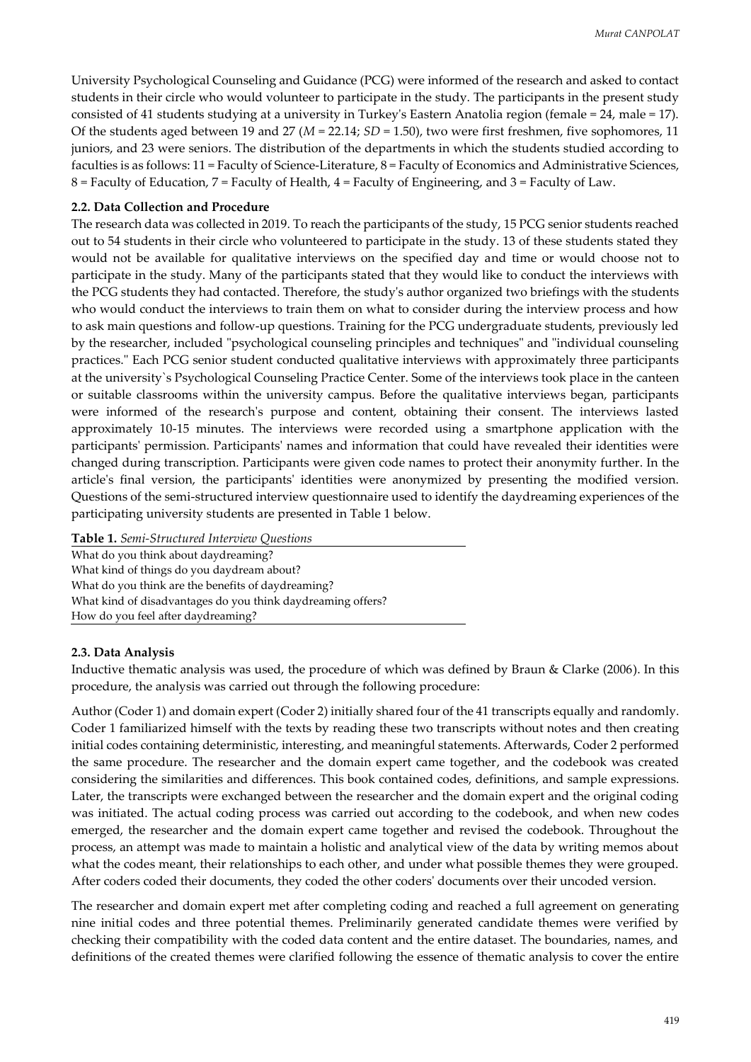University Psychological Counseling and Guidance (PCG) were informed of the research and asked to contact students in their circle who would volunteer to participate in the study. The participants in the present study consisted of 41 students studying at a university in Turkey's Eastern Anatolia region (female = 24, male = 17). Of the students aged between 19 and 27 (*M* = 22.14; *SD* = 1.50), two were first freshmen, five sophomores, 11 juniors, and 23 were seniors. The distribution of the departments in which the students studied according to faculties is as follows: 11 = Faculty of Science-Literature, 8 = Faculty of Economics and Administrative Sciences, 8 = Faculty of Education, 7 = Faculty of Health, 4 = Faculty of Engineering, and 3 = Faculty of Law.

### 2.2. Data Collection and Procedure

The research data was collected in 2019. To reach the participants of the study, 15 PCG senior students reached out to 54 students in their circle who volunteered to participate in the study. 13 of these students stated they would not be available for qualitative interviews on the specified day and time or would choose not to participate in the study. Many of the participants stated that they would like to conduct the interviews with the PCG students they had contacted. Therefore, the study's author organized two briefings with the students who would conduct the interviews to train them on what to consider during the interview process and how to ask main questions and follow-up questions. Training for the PCG undergraduate students, previously led by the researcher, included "psychological counseling principles and techniques" and "individual counseling practices." Each PCG senior student conducted qualitative interviews with approximately three participants at the university`s Psychological Counseling Practice Center. Some of the interviews took place in the canteen or suitable classrooms within the university campus. Before the qualitative interviews began, participants were informed of the research's purpose and content, obtaining their consent. The interviews lasted approximately 10-15 minutes. The interviews were recorded using a smartphone application with the participants' permission. Participants' names and information that could have revealed their identities were changed during transcription. Participants were given code names to protect their anonymity further. In the article's final version, the participants' identities were anonymized by presenting the modified version. Questions of the semi-structured interview questionnaire used to identify the daydreaming experiences of the participating university students are presented in Table 1 below.

**Table 1.** *Semi-Structured Interview Questions*

| |
|---|
| What do you think about daydreaming? |
| What kind of things do you daydream about? |
| What do you think are the benefits of daydreaming? |
| What kind of disadvantages do you think daydreaming offers? |
| How do you feel after daydreaming? |

### 2.3. Data Analysis

Inductive thematic analysis was used, the procedure of which was defined by Braun & Clarke (2006). In this procedure, the analysis was carried out through the following procedure:

Author (Coder 1) and domain expert (Coder 2) initially shared four of the 41 transcripts equally and randomly. Coder 1 familiarized himself with the texts by reading these two transcripts without notes and then creating initial codes containing deterministic, interesting, and meaningful statements. Afterwards, Coder 2 performed the same procedure. The researcher and the domain expert came together, and the codebook was created considering the similarities and differences. This book contained codes, definitions, and sample expressions. Later, the transcripts were exchanged between the researcher and the domain expert and the original coding was initiated. The actual coding process was carried out according to the codebook, and when new codes emerged, the researcher and the domain expert came together and revised the codebook. Throughout the process, an attempt was made to maintain a holistic and analytical view of the data by writing memos about what the codes meant, their relationships to each other, and under what possible themes they were grouped. After coders coded their documents, they coded the other coders' documents over their uncoded version.

The researcher and domain expert met after completing coding and reached a full agreement on generating nine initial codes and three potential themes. Preliminarily generated candidate themes were verified by checking their compatibility with the coded data content and the entire dataset. The boundaries, names, and definitions of the created themes were clarified following the essence of thematic analysis to cover the entire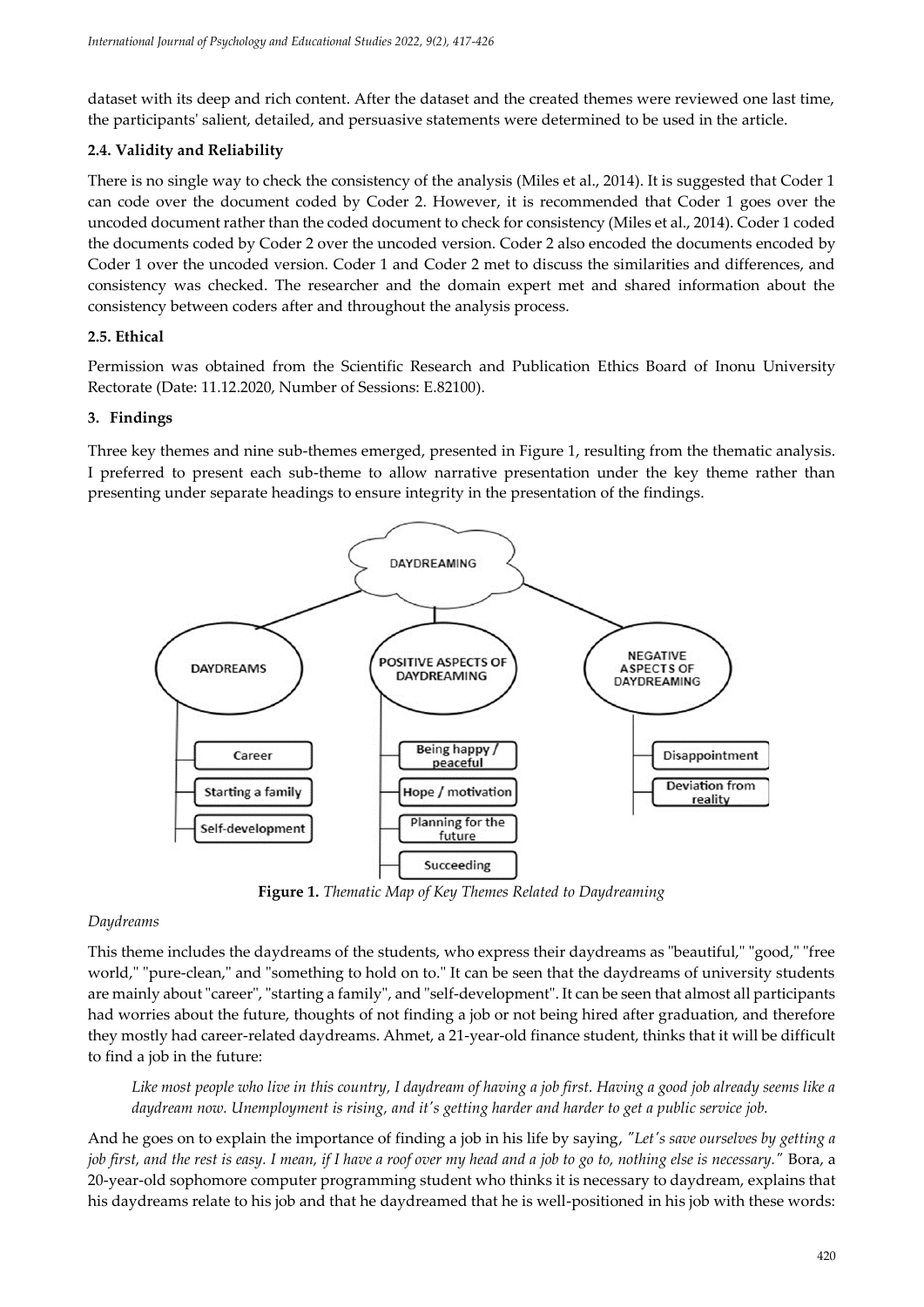dataset with its deep and rich content. After the dataset and the created themes were reviewed one last time, the participants' salient, detailed, and persuasive statements were determined to be used in the article.

### 2.4. Validity and Reliability

There is no single way to check the consistency of the analysis (Miles et al., 2014). It is suggested that Coder 1 can code over the document coded by Coder 2. However, it is recommended that Coder 1 goes over the uncoded document rather than the coded document to check for consistency (Miles et al., 2014). Coder 1 coded the documents coded by Coder 2 over the uncoded version. Coder 2 also encoded the documents encoded by Coder 1 over the uncoded version. Coder 1 and Coder 2 met to discuss the similarities and differences, and consistency was checked. The researcher and the domain expert met and shared information about the consistency between coders after and throughout the analysis process.

### 2.5. Ethical

Permission was obtained from the Scientific Research and Publication Ethics Board of Inonu University Rectorate (Date: 11.12.2020, Number of Sessions: E.82100).

## 3. Findings

Three key themes and nine sub-themes emerged, presented in Figure 1, resulting from the thematic analysis. I preferred to present each sub-theme to allow narrative presentation under the key theme rather than presenting under separate headings to ensure integrity in the presentation of the findings.

DAYDREAMING
- DAYDREAMS
  - Career
  - Starting a family
  - Self-development
- POSITIVE ASPECTS OF DAYDREAMING
  - Being happy / peaceful
  - Hope / motivation
  - Planning for the future
  - Succeeding
- NEGATIVE ASPECTS OF DAYDREAMING
  - Disappointment
  - Deviation from reality

**Figure 1.** *Thematic Map of Key Themes Related to Daydreaming*

*Daydreams*

This theme includes the daydreams of the students, who express their daydreams as "beautiful," "good," "free world," "pure-clean," and "something to hold on to." It can be seen that the daydreams of university students are mainly about "career", "starting a family", and "self-development". It can be seen that almost all participants had worries about the future, thoughts of not finding a job or not being hired after graduation, and therefore they mostly had career-related daydreams. Ahmet, a 21-year-old finance student, thinks that it will be difficult to find a job in the future:

> *Like most people who live in this country, I daydream of having a job first. Having a good job already seems like a daydream now. Unemployment is rising, and it's getting harder and harder to get a public service job.*

And he goes on to explain the importance of finding a job in his life by saying, *"Let's save ourselves by getting a job first, and the rest is easy. I mean, if I have a roof over my head and a job to go to, nothing else is necessary."* Bora, a 20-year-old sophomore computer programming student who thinks it is necessary to daydream, explains that his daydreams relate to his job and that he daydreamed that he is well-positioned in his job with these words: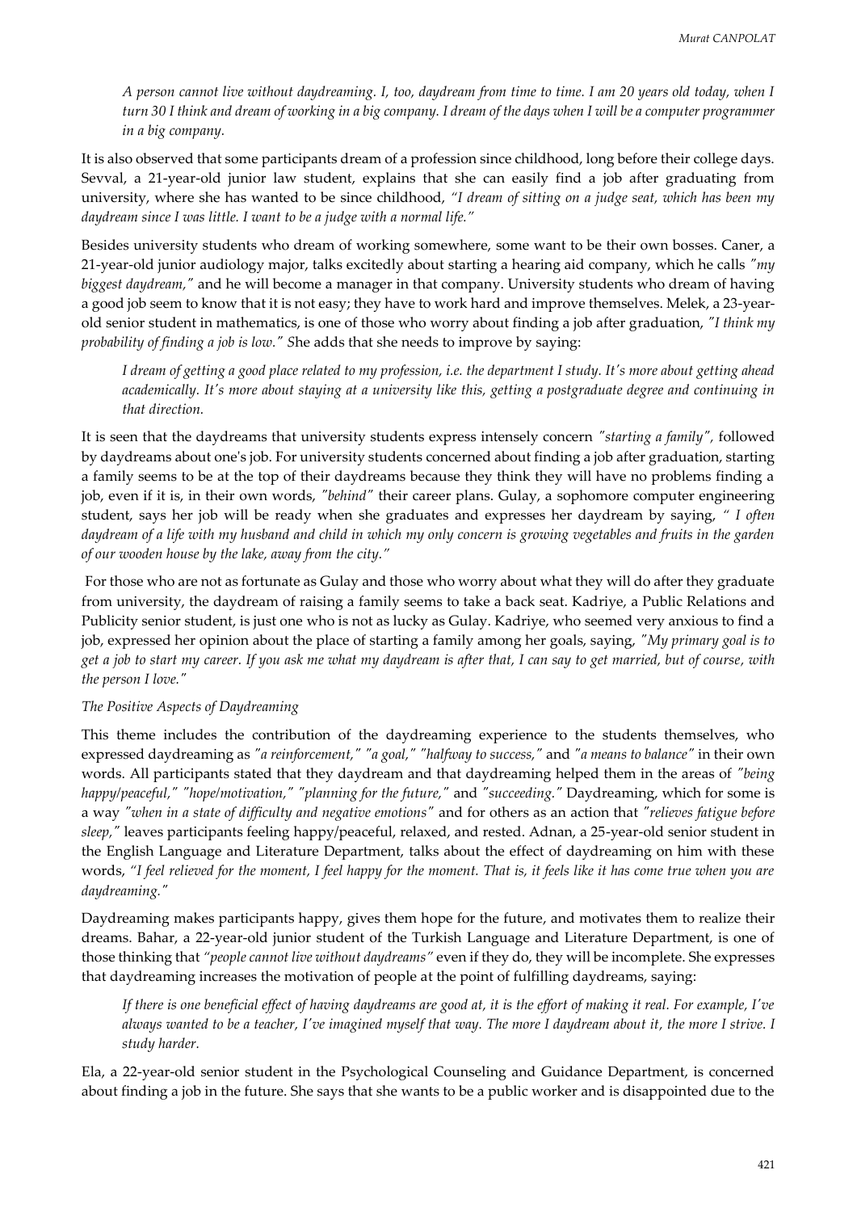> *A person cannot live without daydreaming. I, too, daydream from time to time. I am 20 years old today, when I turn 30 I think and dream of working in a big company. I dream of the days when I will be a computer programmer in a big company.*

It is also observed that some participants dream of a profession since childhood, long before their college days. Sevval, a 21-year-old junior law student, explains that she can easily find a job after graduating from university, where she has wanted to be since childhood, *"I dream of sitting on a judge seat, which has been my daydream since I was little. I want to be a judge with a normal life."*

Besides university students who dream of working somewhere, some want to be their own bosses. Caner, a 21-year-old junior audiology major, talks excitedly about starting a hearing aid company, which he calls *"my biggest daydream,"* and he will become a manager in that company. University students who dream of having a good job seem to know that it is not easy; they have to work hard and improve themselves. Melek, a 23-year-old senior student in mathematics, is one of those who worry about finding a job after graduation, *"I think my probability of finding a job is low."* She adds that she needs to improve by saying:

> *I dream of getting a good place related to my profession, i.e. the department I study. It's more about getting ahead academically. It's more about staying at a university like this, getting a postgraduate degree and continuing in that direction.*

It is seen that the daydreams that university students express intensely concern *"starting a family"*, followed by daydreams about one's job. For university students concerned about finding a job after graduation, starting a family seems to be at the top of their daydreams because they think they will have no problems finding a job, even if it is, in their own words, *"behind"* their career plans. Gulay, a sophomore computer engineering student, says her job will be ready when she graduates and expresses her daydream by saying, *" I often daydream of a life with my husband and child in which my only concern is growing vegetables and fruits in the garden of our wooden house by the lake, away from the city."*

For those who are not as fortunate as Gulay and those who worry about what they will do after they graduate from university, the daydream of raising a family seems to take a back seat. Kadriye, a Public Relations and Publicity senior student, is just one who is not as lucky as Gulay. Kadriye, who seemed very anxious to find a job, expressed her opinion about the place of starting a family among her goals, saying, *"My primary goal is to get a job to start my career. If you ask me what my daydream is after that, I can say to get married, but of course, with the person I love."*

*The Positive Aspects of Daydreaming*

This theme includes the contribution of the daydreaming experience to the students themselves, who expressed daydreaming as *"a reinforcement," "a goal," "halfway to success,"* and *"a means to balance"* in their own words. All participants stated that they daydream and that daydreaming helped them in the areas of *"being happy/peaceful," "hope/motivation," "planning for the future,"* and *"succeeding."* Daydreaming, which for some is a way *"when in a state of difficulty and negative emotions"* and for others as an action that *"relieves fatigue before sleep,"* leaves participants feeling happy/peaceful, relaxed, and rested. Adnan, a 25-year-old senior student in the English Language and Literature Department, talks about the effect of daydreaming on him with these words, *"I feel relieved for the moment, I feel happy for the moment. That is, it feels like it has come true when you are daydreaming."*

Daydreaming makes participants happy, gives them hope for the future, and motivates them to realize their dreams. Bahar, a 22-year-old junior student of the Turkish Language and Literature Department, is one of those thinking that *"people cannot live without daydreams"* even if they do, they will be incomplete. She expresses that daydreaming increases the motivation of people at the point of fulfilling daydreams, saying:

> *If there is one beneficial effect of having daydreams are good at, it is the effort of making it real. For example, I've always wanted to be a teacher, I've imagined myself that way. The more I daydream about it, the more I strive. I study harder.*

Ela, a 22-year-old senior student in the Psychological Counseling and Guidance Department, is concerned about finding a job in the future. She says that she wants to be a public worker and is disappointed due to the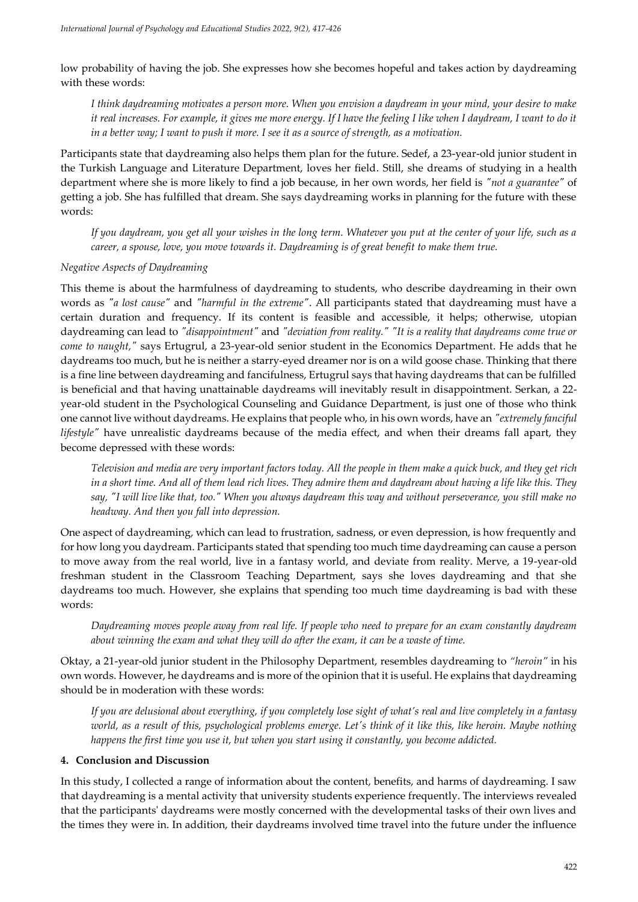low probability of having the job. She expresses how she becomes hopeful and takes action by daydreaming with these words:

> *I think daydreaming motivates a person more. When you envision a daydream in your mind, your desire to make it real increases. For example, it gives me more energy. If I have the feeling I like when I daydream, I want to do it in a better way; I want to push it more. I see it as a source of strength, as a motivation.*

Participants state that daydreaming also helps them plan for the future. Sedef, a 23-year-old junior student in the Turkish Language and Literature Department, loves her field. Still, she dreams of studying in a health department where she is more likely to find a job because, in her own words, her field is *"not a guarantee"* of getting a job. She has fulfilled that dream. She says daydreaming works in planning for the future with these words:

> *If you daydream, you get all your wishes in the long term. Whatever you put at the center of your life, such as a career, a spouse, love, you move towards it. Daydreaming is of great benefit to make them true.*

*Negative Aspects of Daydreaming*

This theme is about the harmfulness of daydreaming to students, who describe daydreaming in their own words as *"a lost cause"* and *"harmful in the extreme"*. All participants stated that daydreaming must have a certain duration and frequency. If its content is feasible and accessible, it helps; otherwise, utopian daydreaming can lead to *"disappointment"* and *"deviation from reality." "It is a reality that daydreams come true or come to naught,"* says Ertugrul, a 23-year-old senior student in the Economics Department. He adds that he daydreams too much, but he is neither a starry-eyed dreamer nor is on a wild goose chase. Thinking that there is a fine line between daydreaming and fancifulness, Ertugrul says that having daydreams that can be fulfilled is beneficial and that having unattainable daydreams will inevitably result in disappointment. Serkan, a 22-year-old student in the Psychological Counseling and Guidance Department, is just one of those who think one cannot live without daydreams. He explains that people who, in his own words, have an *"extremely fanciful lifestyle"* have unrealistic daydreams because of the media effect, and when their dreams fall apart, they become depressed with these words:

> *Television and media are very important factors today. All the people in them make a quick buck, and they get rich in a short time. And all of them lead rich lives. They admire them and daydream about having a life like this. They say, "I will live like that, too." When you always daydream this way and without perseverance, you still make no headway. And then you fall into depression.*

One aspect of daydreaming, which can lead to frustration, sadness, or even depression, is how frequently and for how long you daydream. Participants stated that spending too much time daydreaming can cause a person to move away from the real world, live in a fantasy world, and deviate from reality. Merve, a 19-year-old freshman student in the Classroom Teaching Department, says she loves daydreaming and that she daydreams too much. However, she explains that spending too much time daydreaming is bad with these words:

> *Daydreaming moves people away from real life. If people who need to prepare for an exam constantly daydream about winning the exam and what they will do after the exam, it can be a waste of time.*

Oktay, a 21-year-old junior student in the Philosophy Department, resembles daydreaming to *"heroin"* in his own words. However, he daydreams and is more of the opinion that it is useful. He explains that daydreaming should be in moderation with these words:

> *If you are delusional about everything, if you completely lose sight of what's real and live completely in a fantasy world, as a result of this, psychological problems emerge. Let's think of it like this, like heroin. Maybe nothing happens the first time you use it, but when you start using it constantly, you become addicted.*

## 4. Conclusion and Discussion

In this study, I collected a range of information about the content, benefits, and harms of daydreaming. I saw that daydreaming is a mental activity that university students experience frequently. The interviews revealed that the participants' daydreams were mostly concerned with the developmental tasks of their own lives and the times they were in. In addition, their daydreams involved time travel into the future under the influence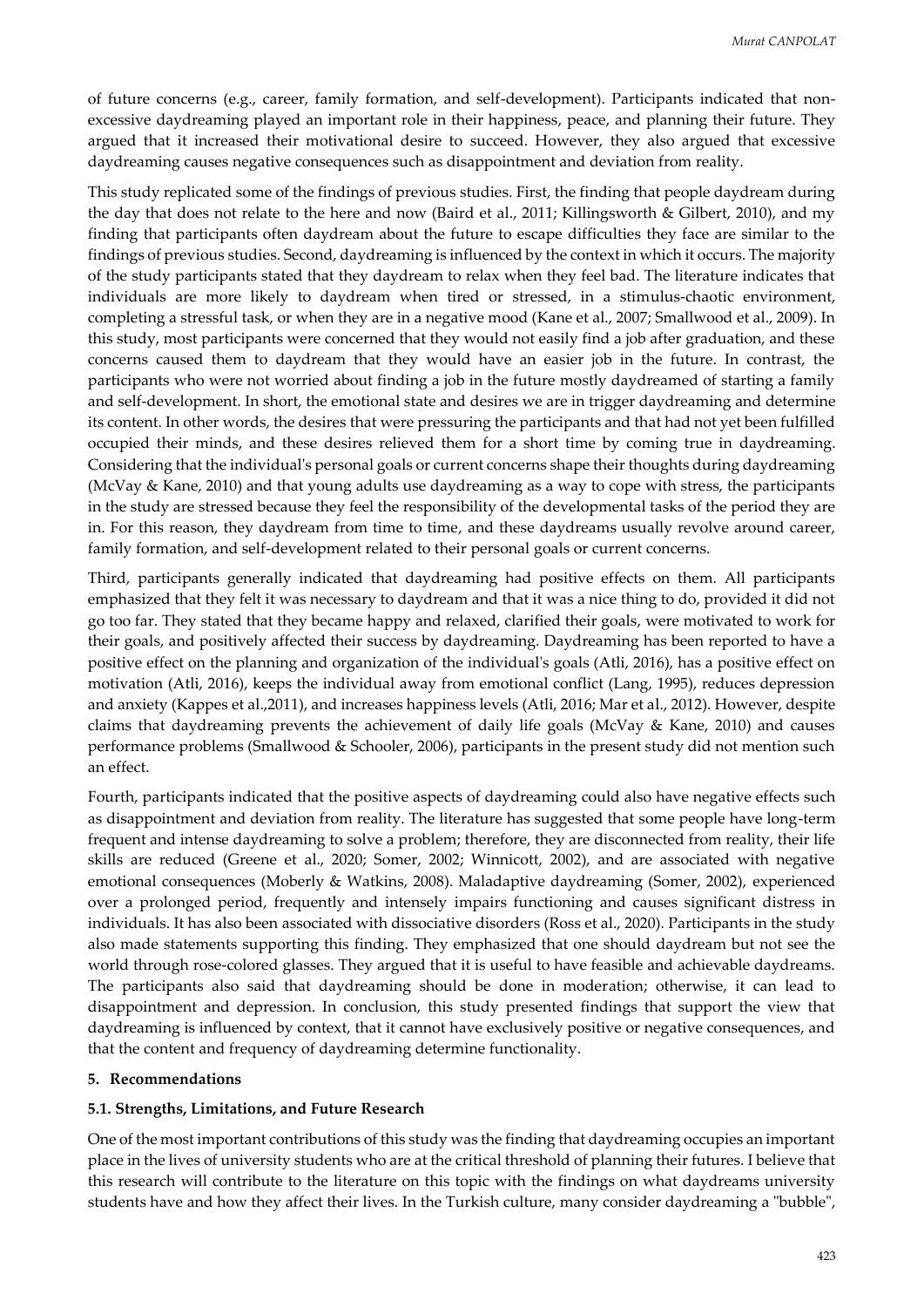of future concerns (e.g., career, family formation, and self-development). Participants indicated that non-excessive daydreaming played an important role in their happiness, peace, and planning their future. They argued that it increased their motivational desire to succeed. However, they also argued that excessive daydreaming causes negative consequences such as disappointment and deviation from reality.

This study replicated some of the findings of previous studies. First, the finding that people daydream during the day that does not relate to the here and now (Baird et al., 2011; Killingsworth & Gilbert, 2010), and my finding that participants often daydream about the future to escape difficulties they face are similar to the findings of previous studies. Second, daydreaming is influenced by the context in which it occurs. The majority of the study participants stated that they daydream to relax when they feel bad. The literature indicates that individuals are more likely to daydream when tired or stressed, in a stimulus-chaotic environment, completing a stressful task, or when they are in a negative mood (Kane et al., 2007; Smallwood et al., 2009). In this study, most participants were concerned that they would not easily find a job after graduation, and these concerns caused them to daydream that they would have an easier job in the future. In contrast, the participants who were not worried about finding a job in the future mostly daydreamed of starting a family and self-development. In short, the emotional state and desires we are in trigger daydreaming and determine its content. In other words, the desires that were pressuring the participants and that had not yet been fulfilled occupied their minds, and these desires relieved them for a short time by coming true in daydreaming. Considering that the individual's personal goals or current concerns shape their thoughts during daydreaming (McVay & Kane, 2010) and that young adults use daydreaming as a way to cope with stress, the participants in the study are stressed because they feel the responsibility of the developmental tasks of the period they are in. For this reason, they daydream from time to time, and these daydreams usually revolve around career, family formation, and self-development related to their personal goals or current concerns.

Third, participants generally indicated that daydreaming had positive effects on them. All participants emphasized that they felt it was necessary to daydream and that it was a nice thing to do, provided it did not go too far. They stated that they became happy and relaxed, clarified their goals, were motivated to work for their goals, and positively affected their success by daydreaming. Daydreaming has been reported to have a positive effect on the planning and organization of the individual's goals (Atli, 2016), has a positive effect on motivation (Atli, 2016), keeps the individual away from emotional conflict (Lang, 1995), reduces depression and anxiety (Kappes et al.,2011), and increases happiness levels (Atli, 2016; Mar et al., 2012). However, despite claims that daydreaming prevents the achievement of daily life goals (McVay & Kane, 2010) and causes performance problems (Smallwood & Schooler, 2006), participants in the present study did not mention such an effect.

Fourth, participants indicated that the positive aspects of daydreaming could also have negative effects such as disappointment and deviation from reality. The literature has suggested that some people have long-term frequent and intense daydreaming to solve a problem; therefore, they are disconnected from reality, their life skills are reduced (Greene et al., 2020; Somer, 2002; Winnicott, 2002), and are associated with negative emotional consequences (Moberly & Watkins, 2008). Maladaptive daydreaming (Somer, 2002), experienced over a prolonged period, frequently and intensely impairs functioning and causes significant distress in individuals. It has also been associated with dissociative disorders (Ross et al., 2020). Participants in the study also made statements supporting this finding. They emphasized that one should daydream but not see the world through rose-colored glasses. They argued that it is useful to have feasible and achievable daydreams. The participants also said that daydreaming should be done in moderation; otherwise, it can lead to disappointment and depression. In conclusion, this study presented findings that support the view that daydreaming is influenced by context, that it cannot have exclusively positive or negative consequences, and that the content and frequency of daydreaming determine functionality.

## 5. Recommendations

### 5.1. Strengths, Limitations, and Future Research

One of the most important contributions of this study was the finding that daydreaming occupies an important place in the lives of university students who are at the critical threshold of planning their futures. I believe that this research will contribute to the literature on this topic with the findings on what daydreams university students have and how they affect their lives. In the Turkish culture, many consider daydreaming a "bubble",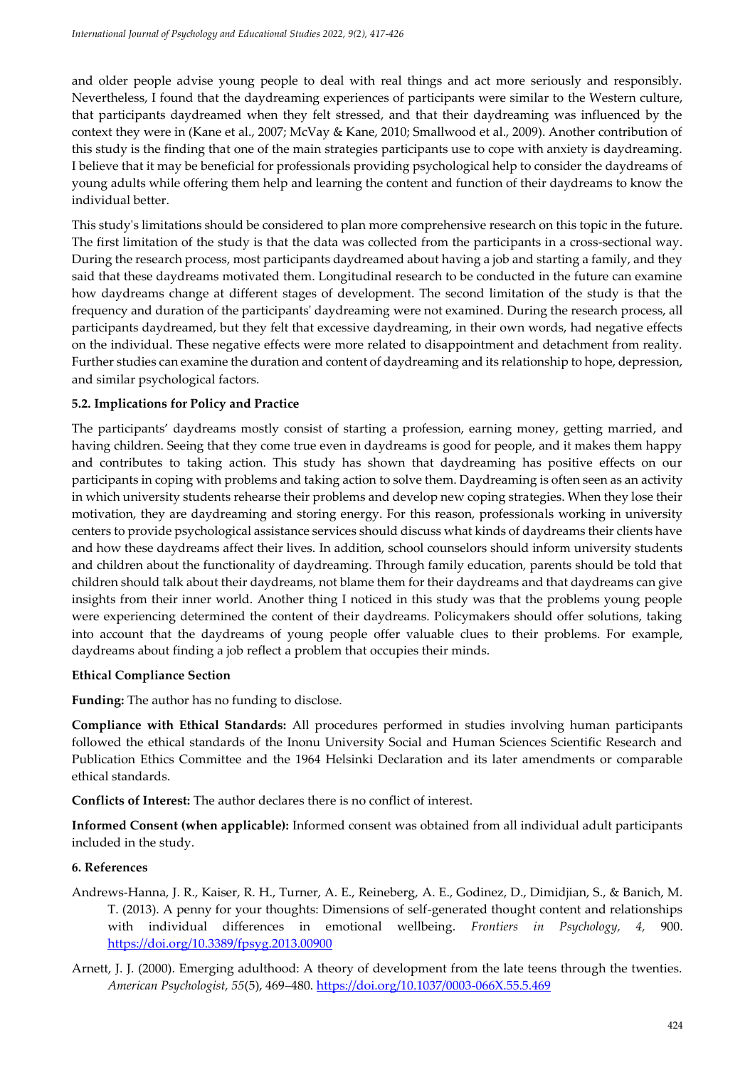and older people advise young people to deal with real things and act more seriously and responsibly. Nevertheless, I found that the daydreaming experiences of participants were similar to the Western culture, that participants daydreamed when they felt stressed, and that their daydreaming was influenced by the context they were in (Kane et al., 2007; McVay & Kane, 2010; Smallwood et al., 2009). Another contribution of this study is the finding that one of the main strategies participants use to cope with anxiety is daydreaming. I believe that it may be beneficial for professionals providing psychological help to consider the daydreams of young adults while offering them help and learning the content and function of their daydreams to know the individual better.

This study's limitations should be considered to plan more comprehensive research on this topic in the future. The first limitation of the study is that the data was collected from the participants in a cross-sectional way. During the research process, most participants daydreamed about having a job and starting a family, and they said that these daydreams motivated them. Longitudinal research to be conducted in the future can examine how daydreams change at different stages of development. The second limitation of the study is that the frequency and duration of the participants' daydreaming were not examined. During the research process, all participants daydreamed, but they felt that excessive daydreaming, in their own words, had negative effects on the individual. These negative effects were more related to disappointment and detachment from reality. Further studies can examine the duration and content of daydreaming and its relationship to hope, depression, and similar psychological factors.

### 5.2. Implications for Policy and Practice

The participants' daydreams mostly consist of starting a profession, earning money, getting married, and having children. Seeing that they come true even in daydreams is good for people, and it makes them happy and contributes to taking action. This study has shown that daydreaming has positive effects on our participants in coping with problems and taking action to solve them. Daydreaming is often seen as an activity in which university students rehearse their problems and develop new coping strategies. When they lose their motivation, they are daydreaming and storing energy. For this reason, professionals working in university centers to provide psychological assistance services should discuss what kinds of daydreams their clients have and how these daydreams affect their lives. In addition, school counselors should inform university students and children about the functionality of daydreaming. Through family education, parents should be told that children should talk about their daydreams, not blame them for their daydreams and that daydreams can give insights from their inner world. Another thing I noticed in this study was that the problems young people were experiencing determined the content of their daydreams. Policymakers should offer solutions, taking into account that the daydreams of young people offer valuable clues to their problems. For example, daydreams about finding a job reflect a problem that occupies their minds.

### Ethical Compliance Section

**Funding:** The author has no funding to disclose.

**Compliance with Ethical Standards:** All procedures performed in studies involving human participants followed the ethical standards of the Inonu University Social and Human Sciences Scientific Research and Publication Ethics Committee and the 1964 Helsinki Declaration and its later amendments or comparable ethical standards.

**Conflicts of Interest:** The author declares there is no conflict of interest.

**Informed Consent (when applicable):** Informed consent was obtained from all individual adult participants included in the study.

## 6. References

Andrews-Hanna, J. R., Kaiser, R. H., Turner, A. E., Reineberg, A. E., Godinez, D., Dimidjian, S., & Banich, M. T. (2013). A penny for your thoughts: Dimensions of self-generated thought content and relationships with individual differences in emotional wellbeing. *Frontiers in Psychology, 4,* 900. https://doi.org/10.3389/fpsyg.2013.00900

Arnett, J. J. (2000). Emerging adulthood: A theory of development from the late teens through the twenties. *American Psychologist, 55*(5), 469–480. https://doi.org/10.1037/0003-066X.55.5.469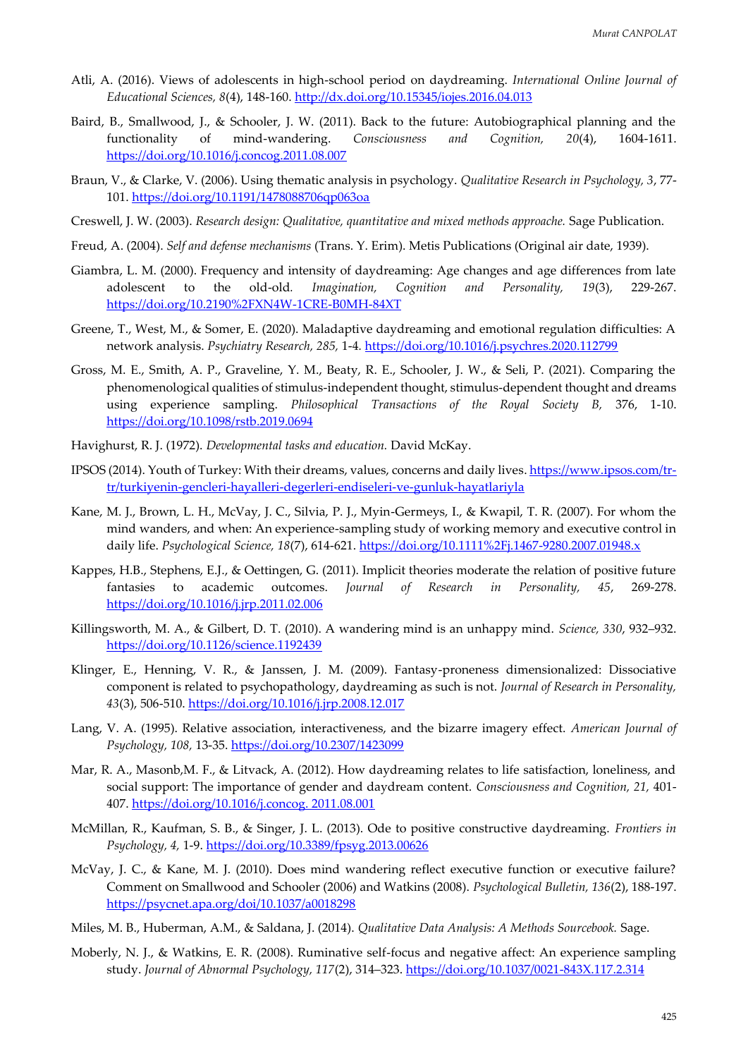Atli, A. (2016). Views of adolescents in high-school period on daydreaming. *International Online Journal of Educational Sciences, 8*(4), 148-160. http://dx.doi.org/10.15345/iojes.2016.04.013

Baird, B., Smallwood, J., & Schooler, J. W. (2011). Back to the future: Autobiographical planning and the functionality of mind-wandering. *Consciousness and Cognition, 20*(4), 1604-1611. https://doi.org/10.1016/j.concog.2011.08.007

Braun, V., & Clarke, V. (2006). Using thematic analysis in psychology. *Qualitative Research in Psychology, 3*, 77-101. https://doi.org/10.1191/1478088706qp063oa

Creswell, J. W. (2003). *Research design: Qualitative, quantitative and mixed methods approache.* Sage Publication.

Freud, A. (2004). *Self and defense mechanisms* (Trans. Y. Erim). Metis Publications (Original air date, 1939).

Giambra, L. M. (2000). Frequency and intensity of daydreaming: Age changes and age differences from late adolescent to the old-old. *Imagination, Cognition and Personality, 19*(3), 229-267. https://doi.org/10.2190%2FXN4W-1CRE-B0MH-84XT

Greene, T., West, M., & Somer, E. (2020). Maladaptive daydreaming and emotional regulation difficulties: A network analysis. *Psychiatry Research, 285,* 1-4. https://doi.org/10.1016/j.psychres.2020.112799

Gross, M. E., Smith, A. P., Graveline, Y. M., Beaty, R. E., Schooler, J. W., & Seli, P. (2021). Comparing the phenomenological qualities of stimulus-independent thought, stimulus-dependent thought and dreams using experience sampling. *Philosophical Transactions of the Royal Society B,* 376, 1-10. https://doi.org/10.1098/rstb.2019.0694

Havighurst, R. J. (1972). *Developmental tasks and education.* David McKay.

IPSOS (2014). Youth of Turkey: With their dreams, values, concerns and daily lives. https://www.ipsos.com/tr-tr/turkiyenin-gencleri-hayalleri-degerleri-endiseleri-ve-gunluk-hayatlariyla

Kane, M. J., Brown, L. H., McVay, J. C., Silvia, P. J., Myin-Germeys, I., & Kwapil, T. R. (2007). For whom the mind wanders, and when: An experience-sampling study of working memory and executive control in daily life. *Psychological Science, 18*(7), 614-621. https://doi.org/10.1111%2Fj.1467-9280.2007.01948.x

Kappes, H.B., Stephens, E.J., & Oettingen, G. (2011). Implicit theories moderate the relation of positive future fantasies to academic outcomes. *Journal of Research in Personality, 45*, 269-278. https://doi.org/10.1016/j.jrp.2011.02.006

Killingsworth, M. A., & Gilbert, D. T. (2010). A wandering mind is an unhappy mind. *Science, 330*, 932–932. https://doi.org/10.1126/science.1192439

Klinger, E., Henning, V. R., & Janssen, J. M. (2009). Fantasy-proneness dimensionalized: Dissociative component is related to psychopathology, daydreaming as such is not. *Journal of Research in Personality, 43*(3), 506-510. https://doi.org/10.1016/j.jrp.2008.12.017

Lang, V. A. (1995). Relative association, interactiveness, and the bizarre imagery effect. *American Journal of Psychology, 108,* 13-35. https://doi.org/10.2307/1423099

Mar, R. A., Masonb,M. F., & Litvack, A. (2012). How daydreaming relates to life satisfaction, loneliness, and social support: The importance of gender and daydream content. *Consciousness and Cognition, 21,* 401-407. https://doi.org/10.1016/j.concog. 2011.08.001

McMillan, R., Kaufman, S. B., & Singer, J. L. (2013). Ode to positive constructive daydreaming. *Frontiers in Psychology, 4,* 1-9. https://doi.org/10.3389/fpsyg.2013.00626

McVay, J. C., & Kane, M. J. (2010). Does mind wandering reflect executive function or executive failure? Comment on Smallwood and Schooler (2006) and Watkins (2008). *Psychological Bulletin, 136*(2), 188-197. https://psycnet.apa.org/doi/10.1037/a0018298

Miles, M. B., Huberman, A.M., & Saldana, J. (2014). *Qualitative Data Analysis: A Methods Sourcebook.* Sage.

Moberly, N. J., & Watkins, E. R. (2008). Ruminative self-focus and negative affect: An experience sampling study. *Journal of Abnormal Psychology, 117*(2), 314–323. https://doi.org/10.1037/0021-843X.117.2.314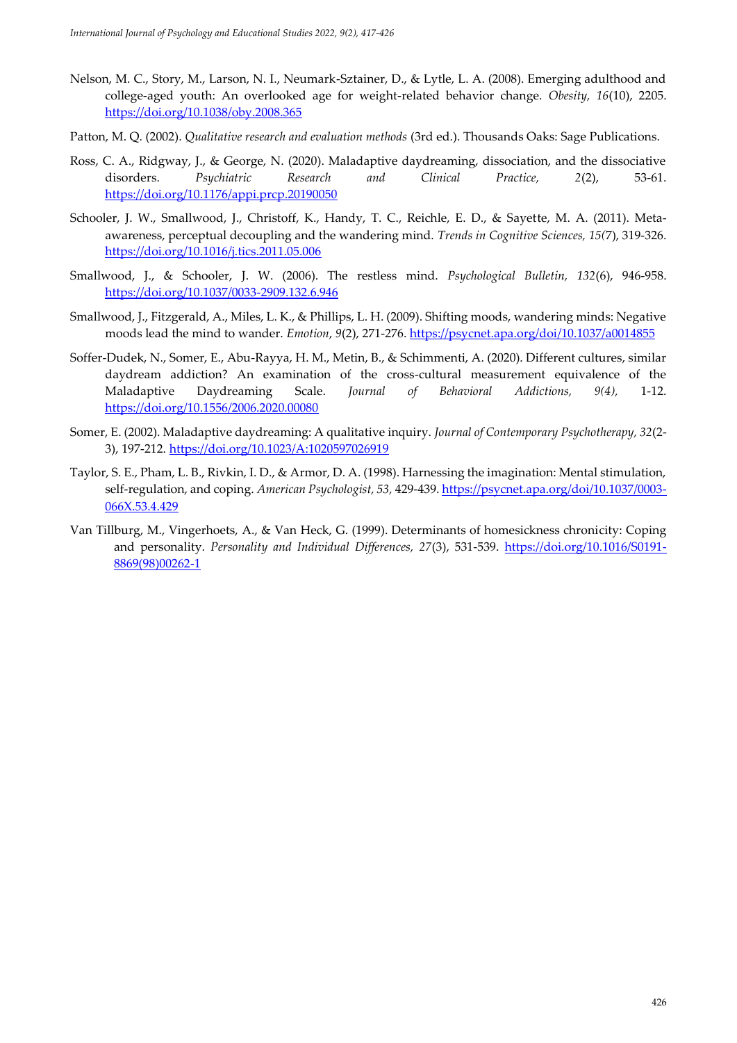Nelson, M. C., Story, M., Larson, N. I., Neumark-Sztainer, D., & Lytle, L. A. (2008). Emerging adulthood and college-aged youth: An overlooked age for weight-related behavior change. *Obesity, 16*(10), 2205. https://doi.org/10.1038/oby.2008.365

Patton, M. Q. (2002). *Qualitative research and evaluation methods* (3rd ed.). Thousands Oaks: Sage Publications.

Ross, C. A., Ridgway, J., & George, N. (2020). Maladaptive daydreaming, dissociation, and the dissociative disorders. *Psychiatric Research and Clinical Practice, 2*(2), 53-61. https://doi.org/10.1176/appi.prcp.20190050

Schooler, J. W., Smallwood, J., Christoff, K., Handy, T. C., Reichle, E. D., & Sayette, M. A. (2011). Meta-awareness, perceptual decoupling and the wandering mind. *Trends in Cognitive Sciences, 15(*7), 319-326. https://doi.org/10.1016/j.tics.2011.05.006

Smallwood, J., & Schooler, J. W. (2006). The restless mind. *Psychological Bulletin, 132*(6), 946-958. https://doi.org/10.1037/0033-2909.132.6.946

Smallwood, J., Fitzgerald, A., Miles, L. K., & Phillips, L. H. (2009). Shifting moods, wandering minds: Negative moods lead the mind to wander. *Emotion*, *9*(2), 271-276. https://psycnet.apa.org/doi/10.1037/a0014855

Soffer-Dudek, N., Somer, E., Abu-Rayya, H. M., Metin, B., & Schimmenti, A. (2020). Different cultures, similar daydream addiction? An examination of the cross-cultural measurement equivalence of the Maladaptive Daydreaming Scale. *Journal of Behavioral Addictions, 9(4),* 1-12. https://doi.org/10.1556/2006.2020.00080

Somer, E. (2002). Maladaptive daydreaming: A qualitative inquiry. *Journal of Contemporary Psychotherapy, 32*(2-3), 197-212. https://doi.org/10.1023/A:1020597026919

Taylor, S. E., Pham, L. B., Rivkin, I. D., & Armor, D. A. (1998). Harnessing the imagination: Mental stimulation, self-regulation, and coping. *American Psychologist, 53*, 429-439. https://psycnet.apa.org/doi/10.1037/0003-066X.53.4.429

Van Tillburg, M., Vingerhoets, A., & Van Heck, G. (1999). Determinants of homesickness chronicity: Coping and personality. *Personality and Individual Differences, 27*(3), 531-539. https://doi.org/10.1016/S0191-8869(98)00262-1